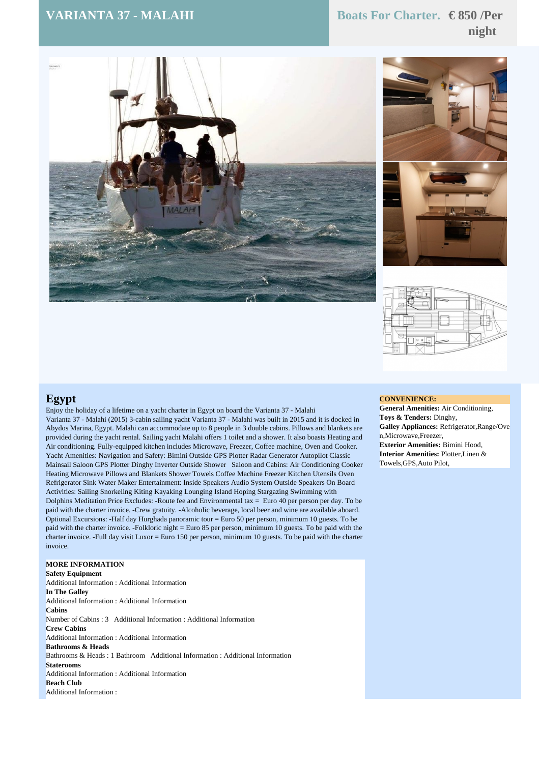# VARIANTA 37 - MALAHI

**Boats For Charter. € 850 /Per night**

## Egypt

Enjoy the holiday of a lifetime on a yacht charter in Egypt on board the Varianta 37 - Malahi
Varianta 37 - Malahi (2015) 3-cabin sailing yacht Varianta 37 - Malahi was built in 2015 and it is docked in Abydos Marina, Egypt. Malahi can accommodate up to 8 people in 3 double cabins. Pillows and blankets are provided during the yacht rental. Sailing yacht Malahi offers 1 toilet and a shower. It also boasts Heating and Air conditioning. Fully-equipped kitchen includes Microwave, Freezer, Coffee machine, Oven and Cooker. Yacht Amenities: Navigation and Safety: Bimini Outside GPS Plotter Radar Generator Autopilot Classic Mainsail Saloon GPS Plotter Dinghy Inverter Outside Shower Saloon and Cabins: Air Conditioning Cooker Heating Microwave Pillows and Blankets Shower Towels Coffee Machine Freezer Kitchen Utensils Oven Refrigerator Sink Water Maker Entertainment: Inside Speakers Audio System Outside Speakers On Board Activities: Sailing Snorkeling Kiting Kayaking Lounging Island Hoping Stargazing Swimming with Dolphins Meditation Price Excludes: -Route fee and Environmental tax = Euro 40 per person per day. To be paid with the charter invoice. -Crew gratuity. -Alcoholic beverage, local beer and wine are available aboard. Optional Excursions: -Half day Hurghada panoramic tour = Euro 50 per person, minimum 10 guests. To be paid with the charter invoice. -Folkloric night = Euro 85 per person, minimum 10 guests. To be paid with the charter invoice. -Full day visit Luxor = Euro 150 per person, minimum 10 guests. To be paid with the charter invoice.

**CONVENIENCE:**

**General Amenities:** Air Conditioning,
**Toys & Tenders:** Dinghy,
**Galley Appliances:** Refrigerator,Range/Oven,Microwave,Freezer,
**Exterior Amenities:** Bimini Hood,
**Interior Amenities:** Plotter,Linen & Towels,GPS,Auto Pilot,

**MORE INFORMATION**

**Safety Equipment**
Additional Information : Additional Information

**In The Galley**
Additional Information : Additional Information

**Cabins**
Number of Cabins : 3 Additional Information : Additional Information

**Crew Cabins**
Additional Information : Additional Information

**Bathrooms & Heads**
Bathrooms & Heads : 1 Bathroom Additional Information : Additional Information

**Staterooms**
Additional Information : Additional Information

**Beach Club**
Additional Information :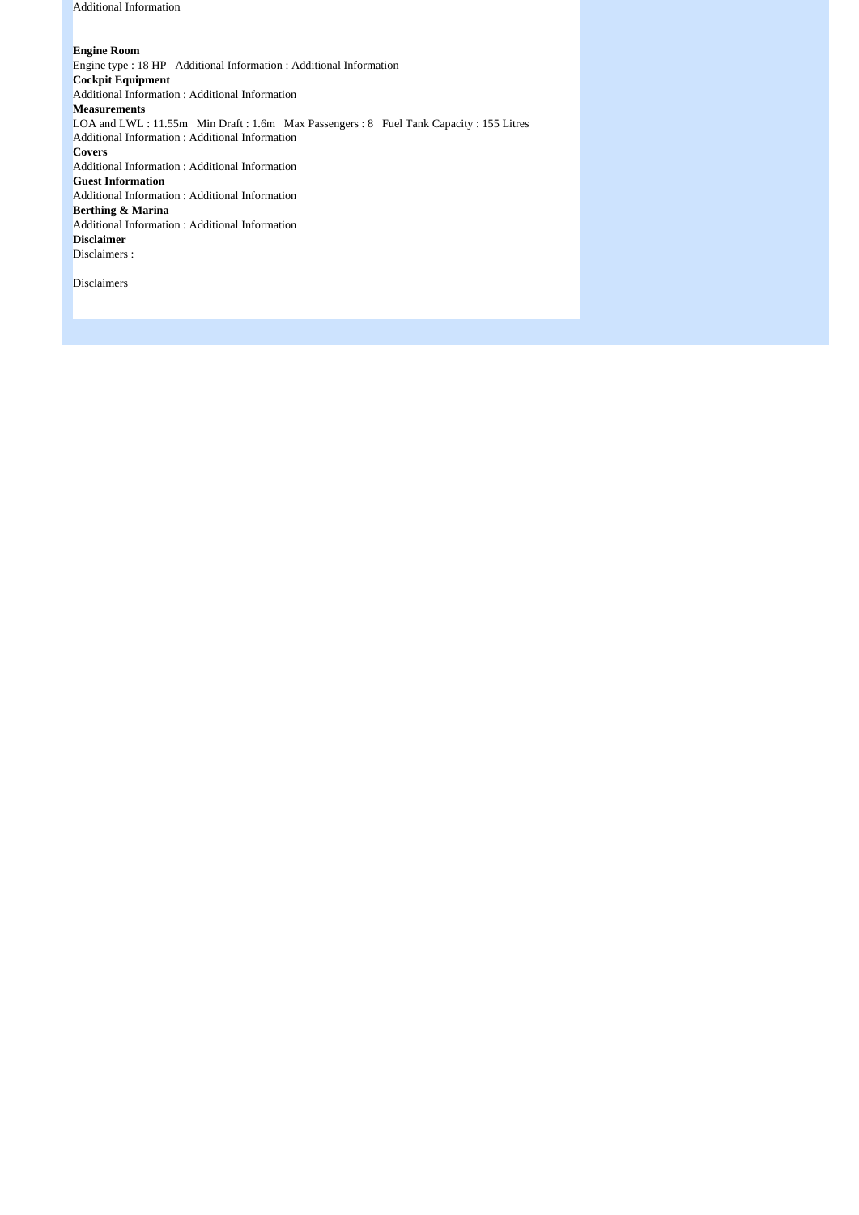Additional Information

**Engine Room**

Engine type : 18 HP   Additional Information : Additional Information

**Cockpit Equipment**

Additional Information : Additional Information

**Measurements**

LOA and LWL : 11.55m   Min Draft : 1.6m   Max Passengers : 8   Fuel Tank Capacity : 155 Litres

Additional Information : Additional Information

**Covers**

Additional Information : Additional Information

**Guest Information**

Additional Information : Additional Information

**Berthing & Marina**

Additional Information : Additional Information

**Disclaimer**

Disclaimers :

Disclaimers